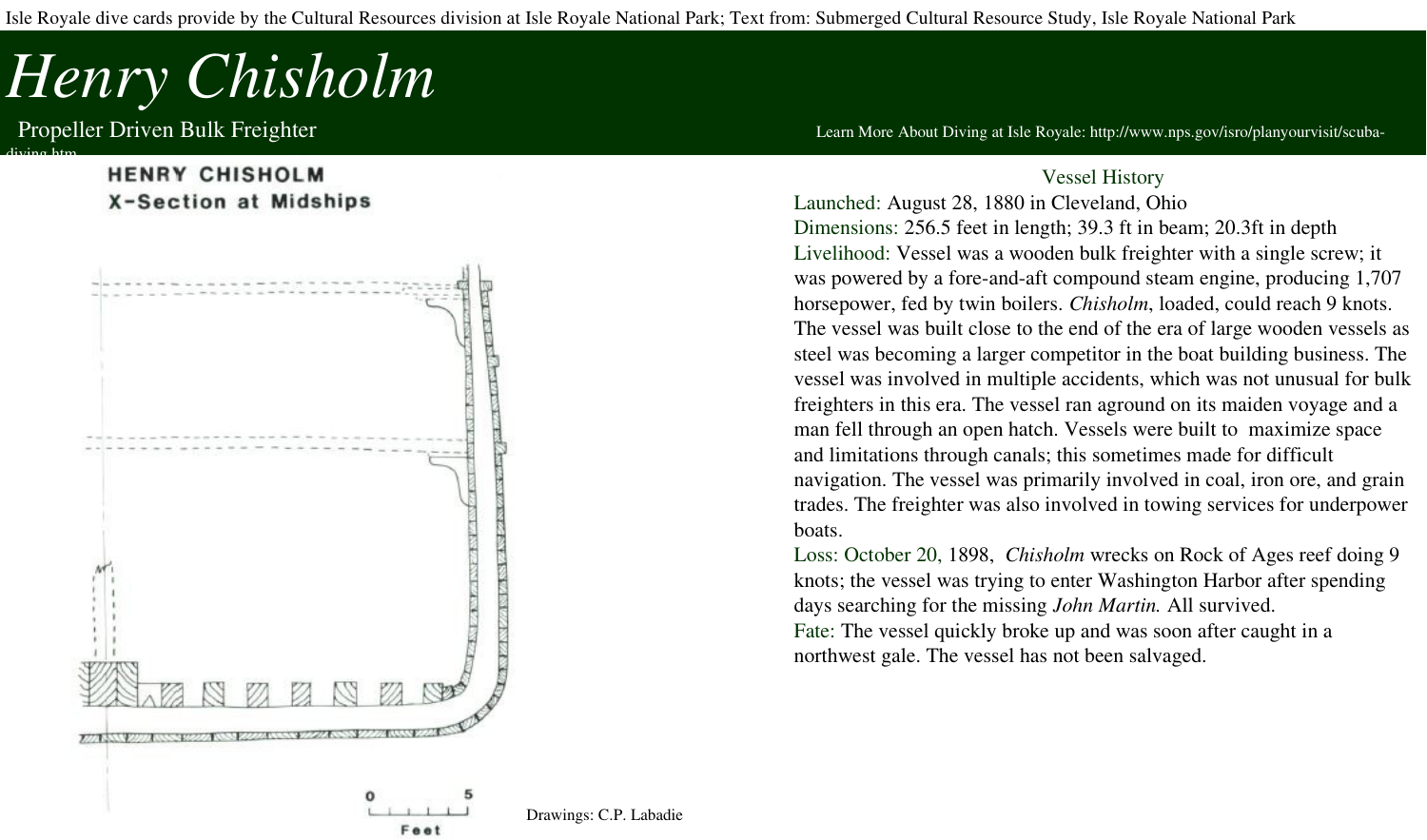Isle Royale dive cards provide by the Cultural Resources division at Isle Royale National Park; Text from: Submerged Cultural Resource Study, Isle Royale National Park

# Henry Chisholm

Propeller Driven Bulk Freighter

Learn More About Diving at Isle Royale: http://www.nps.gov/isro/planyourvisit/scuba-diving.htm

HENRY CHISHOLM
X-Section at Midships

0 5
Feet

Drawings: C.P. Labadie

## Vessel History

Launched: August 28, 1880 in Cleveland, Ohio

Dimensions: 256.5 feet in length; 39.3 ft in beam; 20.3ft in depth

Livelihood: Vessel was a wooden bulk freighter with a single screw; it was powered by a fore-and-aft compound steam engine, producing 1,707 horsepower, fed by twin boilers. *Chisholm*, loaded, could reach 9 knots. The vessel was built close to the end of the era of large wooden vessels as steel was becoming a larger competitor in the boat building business. The vessel was involved in multiple accidents, which was not unusual for bulk freighters in this era. The vessel ran aground on its maiden voyage and a man fell through an open hatch. Vessels were built to maximize space and limitations through canals; this sometimes made for difficult navigation. The vessel was primarily involved in coal, iron ore, and grain trades. The freighter was also involved in towing services for underpower boats.

Loss: October 20, 1898, *Chisholm* wrecks on Rock of Ages reef doing 9 knots; the vessel was trying to enter Washington Harbor after spending days searching for the missing *John Martin.* All survived.

Fate: The vessel quickly broke up and was soon after caught in a northwest gale. The vessel has not been salvaged.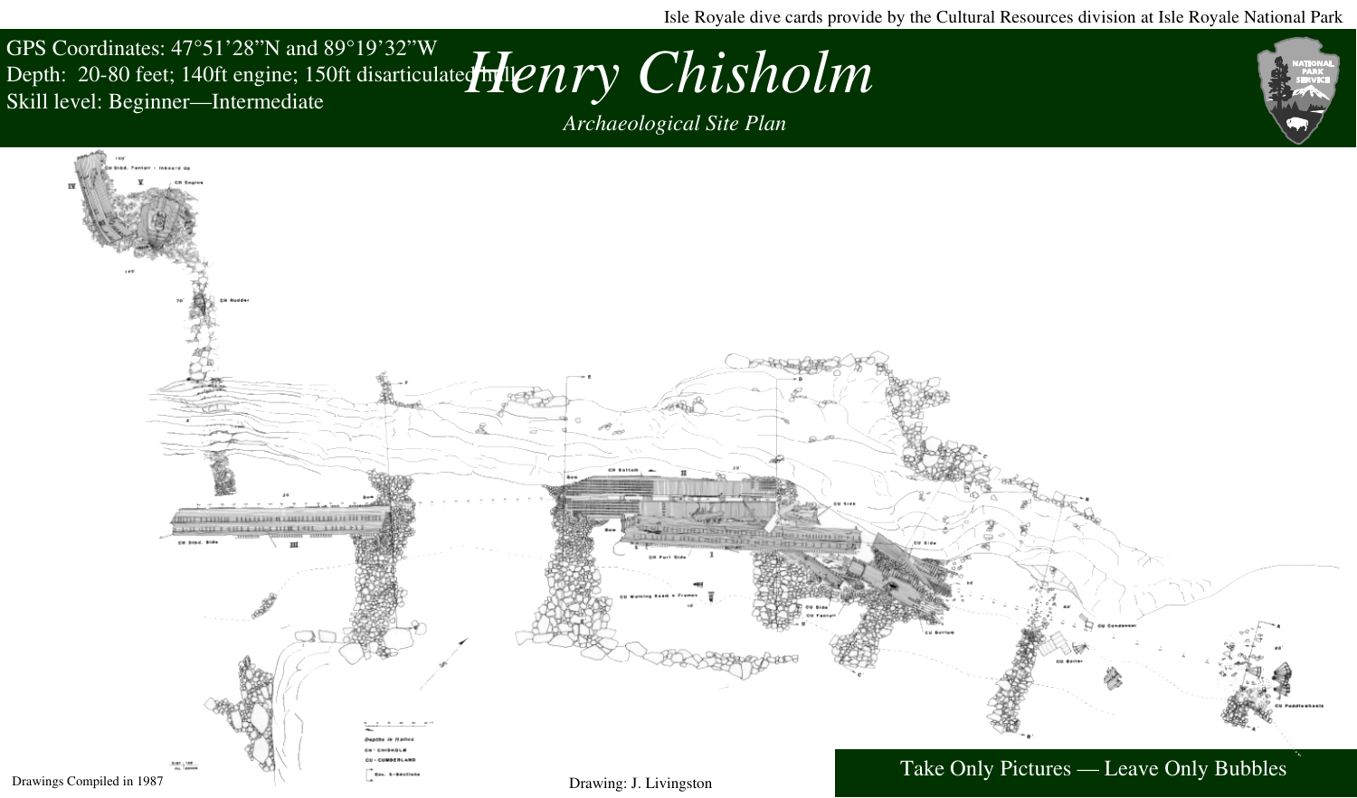Isle Royale dive cards provide by the Cultural Resources division at Isle Royale National Park

GPS Coordinates: 47°51’28”N and 89°19’32”W
Depth: 20-80 feet; 140ft engine; 150ft disarticulated hull
Skill level: Beginner—Intermediate

# *Henry Chisholm*

*Archaeological Site Plan*

Depths in Italics
CH - CHISHOLM
CU - CUMBERLAND

Drawings Compiled in 1987

Drawing: J. Livingston

Take Only Pictures — Leave Only Bubbles